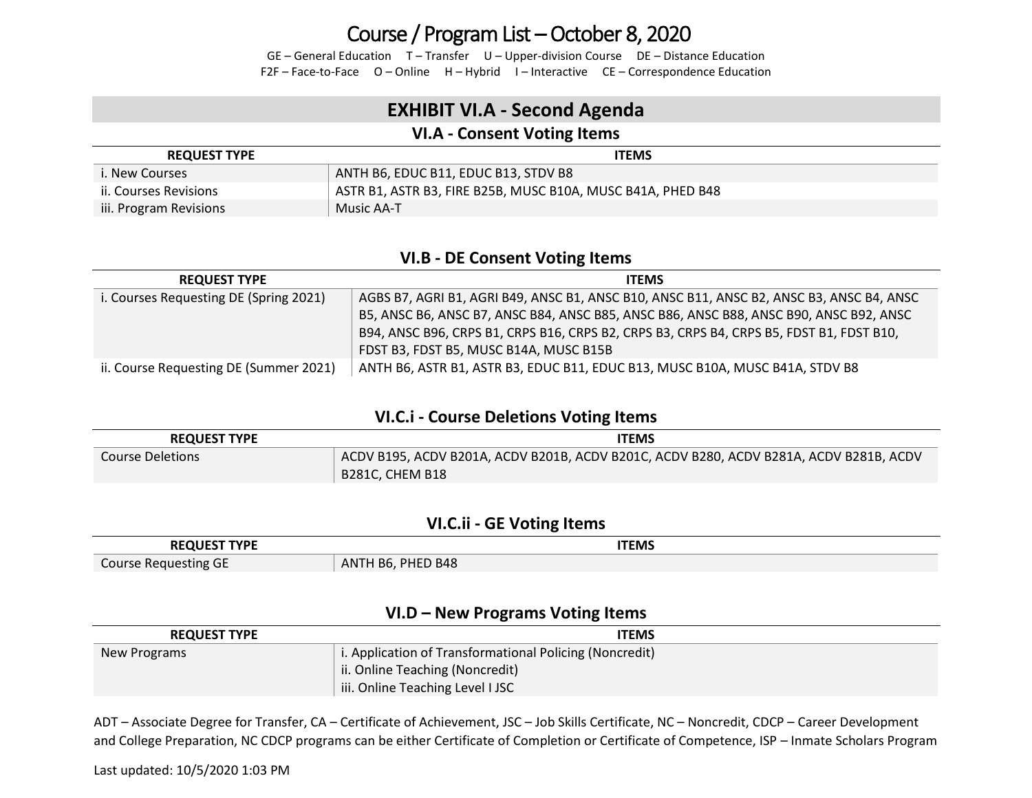# Course / Program List – October 8, 2020

GE – General Education T – Transfer U – Upper-division Course DE – Distance Education
F2F – Face-to-Face O – Online H – Hybrid I – Interactive CE – Correspondence Education

## EXHIBIT VI.A - Second Agenda

### VI.A - Consent Voting Items

| REQUEST TYPE | ITEMS |
|---|---|
| i. New Courses | ANTH B6, EDUC B11, EDUC B13, STDV B8 |
| ii. Courses Revisions | ASTR B1, ASTR B3, FIRE B25B, MUSC B10A, MUSC B41A, PHED B48 |
| iii. Program Revisions | Music AA-T |

### VI.B - DE Consent Voting Items

| REQUEST TYPE | ITEMS |
|---|---|
| i. Courses Requesting DE (Spring 2021) | AGBS B7, AGRI B1, AGRI B49, ANSC B1, ANSC B10, ANSC B11, ANSC B2, ANSC B3, ANSC B4, ANSC B5, ANSC B6, ANSC B7, ANSC B84, ANSC B85, ANSC B86, ANSC B88, ANSC B90, ANSC B92, ANSC B94, ANSC B96, CRPS B1, CRPS B16, CRPS B2, CRPS B3, CRPS B4, CRPS B5, FDST B1, FDST B10, FDST B3, FDST B5, MUSC B14A, MUSC B15B |
| ii. Course Requesting DE (Summer 2021) | ANTH B6, ASTR B1, ASTR B3, EDUC B11, EDUC B13, MUSC B10A, MUSC B41A, STDV B8 |

### VI.C.i - Course Deletions Voting Items

| REQUEST TYPE | ITEMS |
|---|---|
| Course Deletions | ACDV B195, ACDV B201A, ACDV B201B, ACDV B201C, ACDV B280, ACDV B281A, ACDV B281B, ACDV B281C, CHEM B18 |

### VI.C.ii - GE Voting Items

| REQUEST TYPE | ITEMS |
|---|---|
| Course Requesting GE | ANTH B6, PHED B48 |

### VI.D – New Programs Voting Items

| REQUEST TYPE | ITEMS |
|---|---|
| New Programs | i. Application of Transformational Policing (Noncredit)<br>ii. Online Teaching (Noncredit)<br>iii. Online Teaching Level I JSC |

ADT – Associate Degree for Transfer, CA – Certificate of Achievement, JSC – Job Skills Certificate, NC – Noncredit, CDCP – Career Development and College Preparation, NC CDCP programs can be either Certificate of Completion or Certificate of Competence, ISP – Inmate Scholars Program

Last updated: 10/5/2020 1:03 PM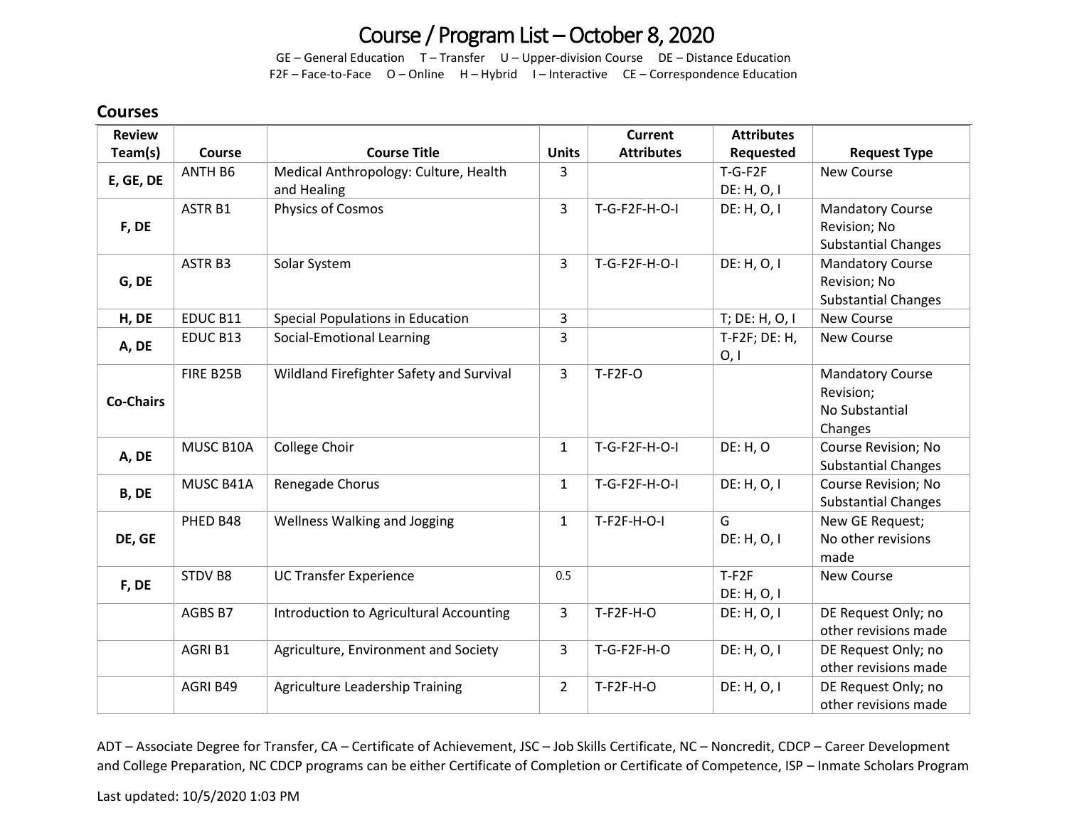# Course / Program List – October 8, 2020

GE – General Education T – Transfer U – Upper-division Course DE – Distance Education
F2F – Face-to-Face O – Online H – Hybrid I – Interactive CE – Correspondence Education

## Courses

| Review Team(s) | Course | Course Title | Units | Current Attributes | Attributes Requested | Request Type |
|---|---|---|---|---|---|---|
| **E, GE, DE** | ANTH B6 | Medical Anthropology: Culture, Health and Healing | 3 | | T-G-F2F DE: H, O, I | New Course |
| **F, DE** | ASTR B1 | Physics of Cosmos | 3 | T-G-F2F-H-O-I | DE: H, O, I | Mandatory Course Revision; No Substantial Changes |
| **G, DE** | ASTR B3 | Solar System | 3 | T-G-F2F-H-O-I | DE: H, O, I | Mandatory Course Revision; No Substantial Changes |
| **H, DE** | EDUC B11 | Special Populations in Education | 3 | | T; DE: H, O, I | New Course |
| **A, DE** | EDUC B13 | Social-Emotional Learning | 3 | | T-F2F; DE: H, O, I | New Course |
| **Co-Chairs** | FIRE B25B | Wildland Firefighter Safety and Survival | 3 | T-F2F-O | | Mandatory Course Revision; No Substantial Changes |
| **A, DE** | MUSC B10A | College Choir | 1 | T-G-F2F-H-O-I | DE: H, O | Course Revision; No Substantial Changes |
| **B, DE** | MUSC B41A | Renegade Chorus | 1 | T-G-F2F-H-O-I | DE: H, O, I | Course Revision; No Substantial Changes |
| **DE, GE** | PHED B48 | Wellness Walking and Jogging | 1 | T-F2F-H-O-I | G DE: H, O, I | New GE Request; No other revisions made |
| **F, DE** | STDV B8 | UC Transfer Experience | 0.5 | | T-F2F DE: H, O, I | New Course |
| | AGBS B7 | Introduction to Agricultural Accounting | 3 | T-F2F-H-O | DE: H, O, I | DE Request Only; no other revisions made |
| | AGRI B1 | Agriculture, Environment and Society | 3 | T-G-F2F-H-O | DE: H, O, I | DE Request Only; no other revisions made |
| | AGRI B49 | Agriculture Leadership Training | 2 | T-F2F-H-O | DE: H, O, I | DE Request Only; no other revisions made |

ADT – Associate Degree for Transfer, CA – Certificate of Achievement, JSC – Job Skills Certificate, NC – Noncredit, CDCP – Career Development and College Preparation, NC CDCP programs can be either Certificate of Completion or Certificate of Competence, ISP – Inmate Scholars Program

Last updated: 10/5/2020 1:03 PM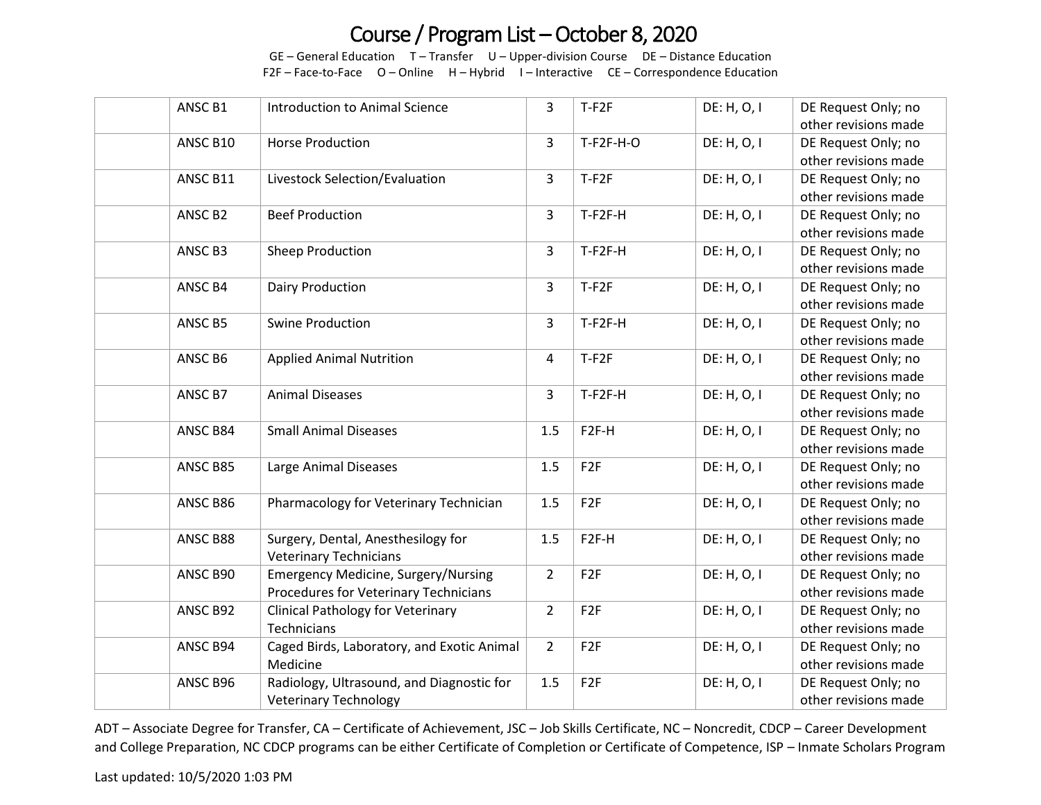# Course / Program List – October 8, 2020

GE – General Education  T – Transfer  U – Upper-division Course  DE – Distance Education
F2F – Face-to-Face  O – Online  H – Hybrid  I – Interactive  CE – Correspondence Education

| | | | | | | |
|---|---|---|---|---|---|---|
| | ANSC B1 | Introduction to Animal Science | 3 | T-F2F | DE: H, O, I | DE Request Only; no other revisions made |
| | ANSC B10 | Horse Production | 3 | T-F2F-H-O | DE: H, O, I | DE Request Only; no other revisions made |
| | ANSC B11 | Livestock Selection/Evaluation | 3 | T-F2F | DE: H, O, I | DE Request Only; no other revisions made |
| | ANSC B2 | Beef Production | 3 | T-F2F-H | DE: H, O, I | DE Request Only; no other revisions made |
| | ANSC B3 | Sheep Production | 3 | T-F2F-H | DE: H, O, I | DE Request Only; no other revisions made |
| | ANSC B4 | Dairy Production | 3 | T-F2F | DE: H, O, I | DE Request Only; no other revisions made |
| | ANSC B5 | Swine Production | 3 | T-F2F-H | DE: H, O, I | DE Request Only; no other revisions made |
| | ANSC B6 | Applied Animal Nutrition | 4 | T-F2F | DE: H, O, I | DE Request Only; no other revisions made |
| | ANSC B7 | Animal Diseases | 3 | T-F2F-H | DE: H, O, I | DE Request Only; no other revisions made |
| | ANSC B84 | Small Animal Diseases | 1.5 | F2F-H | DE: H, O, I | DE Request Only; no other revisions made |
| | ANSC B85 | Large Animal Diseases | 1.5 | F2F | DE: H, O, I | DE Request Only; no other revisions made |
| | ANSC B86 | Pharmacology for Veterinary Technician | 1.5 | F2F | DE: H, O, I | DE Request Only; no other revisions made |
| | ANSC B88 | Surgery, Dental, Anesthesilogy for Veterinary Technicians | 1.5 | F2F-H | DE: H, O, I | DE Request Only; no other revisions made |
| | ANSC B90 | Emergency Medicine, Surgery/Nursing Procedures for Veterinary Technicians | 2 | F2F | DE: H, O, I | DE Request Only; no other revisions made |
| | ANSC B92 | Clinical Pathology for Veterinary Technicians | 2 | F2F | DE: H, O, I | DE Request Only; no other revisions made |
| | ANSC B94 | Caged Birds, Laboratory, and Exotic Animal Medicine | 2 | F2F | DE: H, O, I | DE Request Only; no other revisions made |
| | ANSC B96 | Radiology, Ultrasound, and Diagnostic for Veterinary Technology | 1.5 | F2F | DE: H, O, I | DE Request Only; no other revisions made |

ADT – Associate Degree for Transfer, CA – Certificate of Achievement, JSC – Job Skills Certificate, NC – Noncredit, CDCP – Career Development and College Preparation, NC CDCP programs can be either Certificate of Completion or Certificate of Competence, ISP – Inmate Scholars Program

Last updated: 10/5/2020 1:03 PM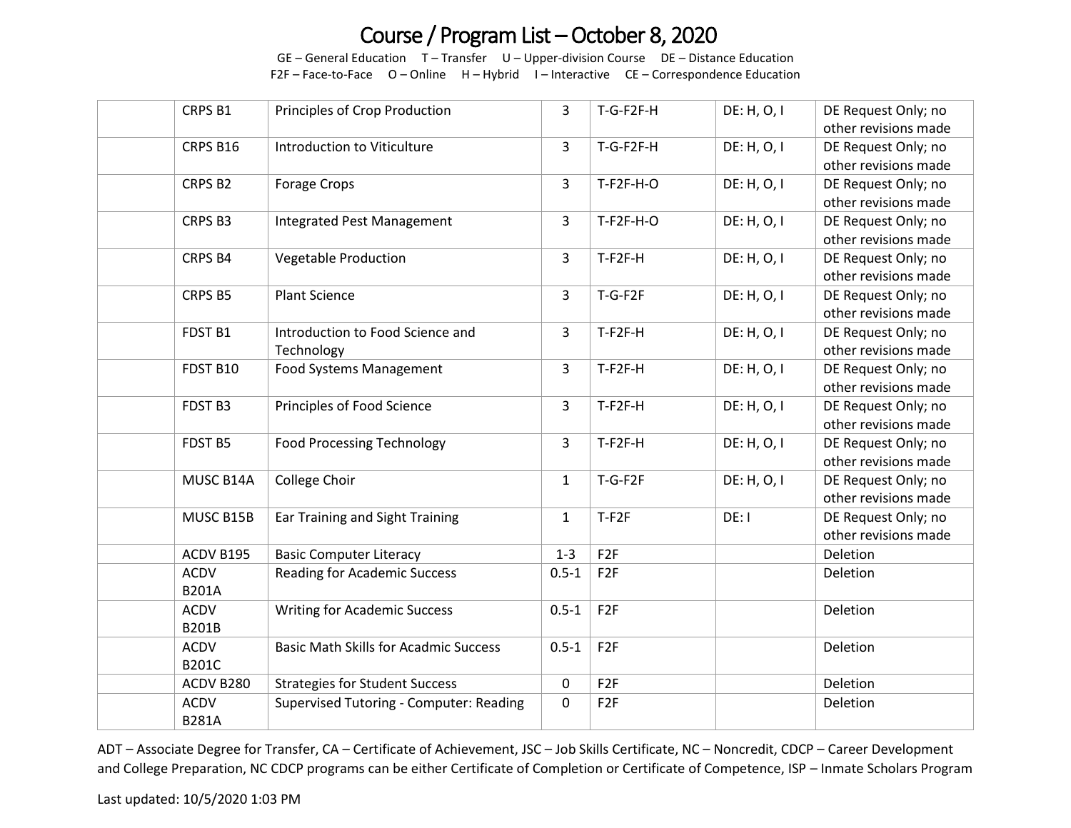# Course / Program List – October 8, 2020

GE – General Education T – Transfer U – Upper-division Course DE – Distance Education
F2F – Face-to-Face O – Online H – Hybrid I – Interactive CE – Correspondence Education

| | | | | | | |
|---|---|---|---|---|---|---|
| | CRPS B1 | Principles of Crop Production | 3 | T-G-F2F-H | DE: H, O, I | DE Request Only; no other revisions made |
| | CRPS B16 | Introduction to Viticulture | 3 | T-G-F2F-H | DE: H, O, I | DE Request Only; no other revisions made |
| | CRPS B2 | Forage Crops | 3 | T-F2F-H-O | DE: H, O, I | DE Request Only; no other revisions made |
| | CRPS B3 | Integrated Pest Management | 3 | T-F2F-H-O | DE: H, O, I | DE Request Only; no other revisions made |
| | CRPS B4 | Vegetable Production | 3 | T-F2F-H | DE: H, O, I | DE Request Only; no other revisions made |
| | CRPS B5 | Plant Science | 3 | T-G-F2F | DE: H, O, I | DE Request Only; no other revisions made |
| | FDST B1 | Introduction to Food Science and Technology | 3 | T-F2F-H | DE: H, O, I | DE Request Only; no other revisions made |
| | FDST B10 | Food Systems Management | 3 | T-F2F-H | DE: H, O, I | DE Request Only; no other revisions made |
| | FDST B3 | Principles of Food Science | 3 | T-F2F-H | DE: H, O, I | DE Request Only; no other revisions made |
| | FDST B5 | Food Processing Technology | 3 | T-F2F-H | DE: H, O, I | DE Request Only; no other revisions made |
| | MUSC B14A | College Choir | 1 | T-G-F2F | DE: H, O, I | DE Request Only; no other revisions made |
| | MUSC B15B | Ear Training and Sight Training | 1 | T-F2F | DE: I | DE Request Only; no other revisions made |
| | ACDV B195 | Basic Computer Literacy | 1-3 | F2F | | Deletion |
| | ACDV B201A | Reading for Academic Success | 0.5-1 | F2F | | Deletion |
| | ACDV B201B | Writing for Academic Success | 0.5-1 | F2F | | Deletion |
| | ACDV B201C | Basic Math Skills for Acadmic Success | 0.5-1 | F2F | | Deletion |
| | ACDV B280 | Strategies for Student Success | 0 | F2F | | Deletion |
| | ACDV B281A | Supervised Tutoring - Computer: Reading | 0 | F2F | | Deletion |

ADT – Associate Degree for Transfer, CA – Certificate of Achievement, JSC – Job Skills Certificate, NC – Noncredit, CDCP – Career Development and College Preparation, NC CDCP programs can be either Certificate of Completion or Certificate of Competence, ISP – Inmate Scholars Program

Last updated: 10/5/2020 1:03 PM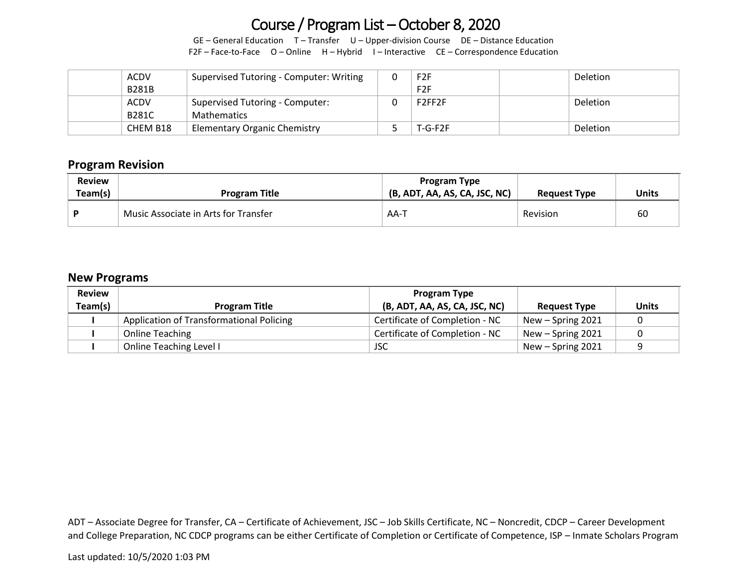# Course / Program List – October 8, 2020

GE – General Education T – Transfer U – Upper-division Course DE – Distance Education
F2F – Face-to-Face O – Online H – Hybrid I – Interactive CE – Correspondence Education

| | | | | | | |
|---|---|---|---|---|---|---|
| | ACDV B281B | Supervised Tutoring - Computer: Writing | 0 | F2F F2F | | Deletion |
| | ACDV B281C | Supervised Tutoring - Computer: Mathematics | 0 | F2FF2F | | Deletion |
| | CHEM B18 | Elementary Organic Chemistry | 5 | T-G-F2F | | Deletion |

## Program Revision

| Review Team(s) | Program Title | Program Type (B, ADT, AA, AS, CA, JSC, NC) | Request Type | Units |
|---|---|---|---|---|
| P | Music Associate in Arts for Transfer | AA-T | Revision | 60 |

## New Programs

| Review Team(s) | Program Title | Program Type (B, ADT, AA, AS, CA, JSC, NC) | Request Type | Units |
|---|---|---|---|---|
| I | Application of Transformational Policing | Certificate of Completion - NC | New – Spring 2021 | 0 |
| I | Online Teaching | Certificate of Completion - NC | New – Spring 2021 | 0 |
| I | Online Teaching Level I | JSC | New – Spring 2021 | 9 |

ADT – Associate Degree for Transfer, CA – Certificate of Achievement, JSC – Job Skills Certificate, NC – Noncredit, CDCP – Career Development and College Preparation, NC CDCP programs can be either Certificate of Completion or Certificate of Competence, ISP – Inmate Scholars Program

Last updated: 10/5/2020 1:03 PM